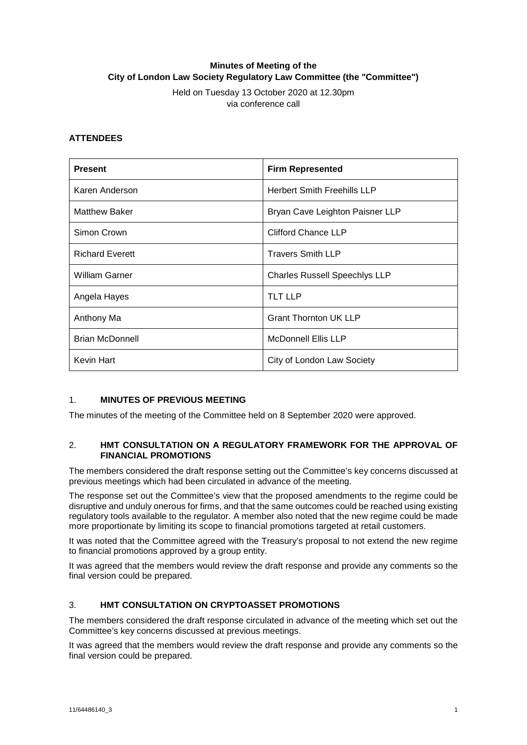# Minutes of Meeting of the City of London Law Society Regulatory Law Committee (the "Committee")

Held on Tuesday 13 October 2020 at 12.30pm
via conference call

**ATTENDEES**

| **Present** | **Firm Represented** |
|---|---|
| Karen Anderson | Herbert Smith Freehills LLP |
| Matthew Baker | Bryan Cave Leighton Paisner LLP |
| Simon Crown | Clifford Chance LLP |
| Richard Everett | Travers Smith LLP |
| William Garner | Charles Russell Speechlys LLP |
| Angela Hayes | TLT LLP |
| Anthony Ma | Grant Thornton UK LLP |
| Brian McDonnell | McDonnell Ellis LLP |
| Kevin Hart | City of London Law Society |

## 1. MINUTES OF PREVIOUS MEETING

The minutes of the meeting of the Committee held on 8 September 2020 were approved.

## 2. HMT CONSULTATION ON A REGULATORY FRAMEWORK FOR THE APPROVAL OF FINANCIAL PROMOTIONS

The members considered the draft response setting out the Committee's key concerns discussed at previous meetings which had been circulated in advance of the meeting.

The response set out the Committee's view that the proposed amendments to the regime could be disruptive and unduly onerous for firms, and that the same outcomes could be reached using existing regulatory tools available to the regulator. A member also noted that the new regime could be made more proportionate by limiting its scope to financial promotions targeted at retail customers.

It was noted that the Committee agreed with the Treasury's proposal to not extend the new regime to financial promotions approved by a group entity.

It was agreed that the members would review the draft response and provide any comments so the final version could be prepared.

## 3. HMT CONSULTATION ON CRYPTOASSET PROMOTIONS

The members considered the draft response circulated in advance of the meeting which set out the Committee's key concerns discussed at previous meetings.

It was agreed that the members would review the draft response and provide any comments so the final version could be prepared.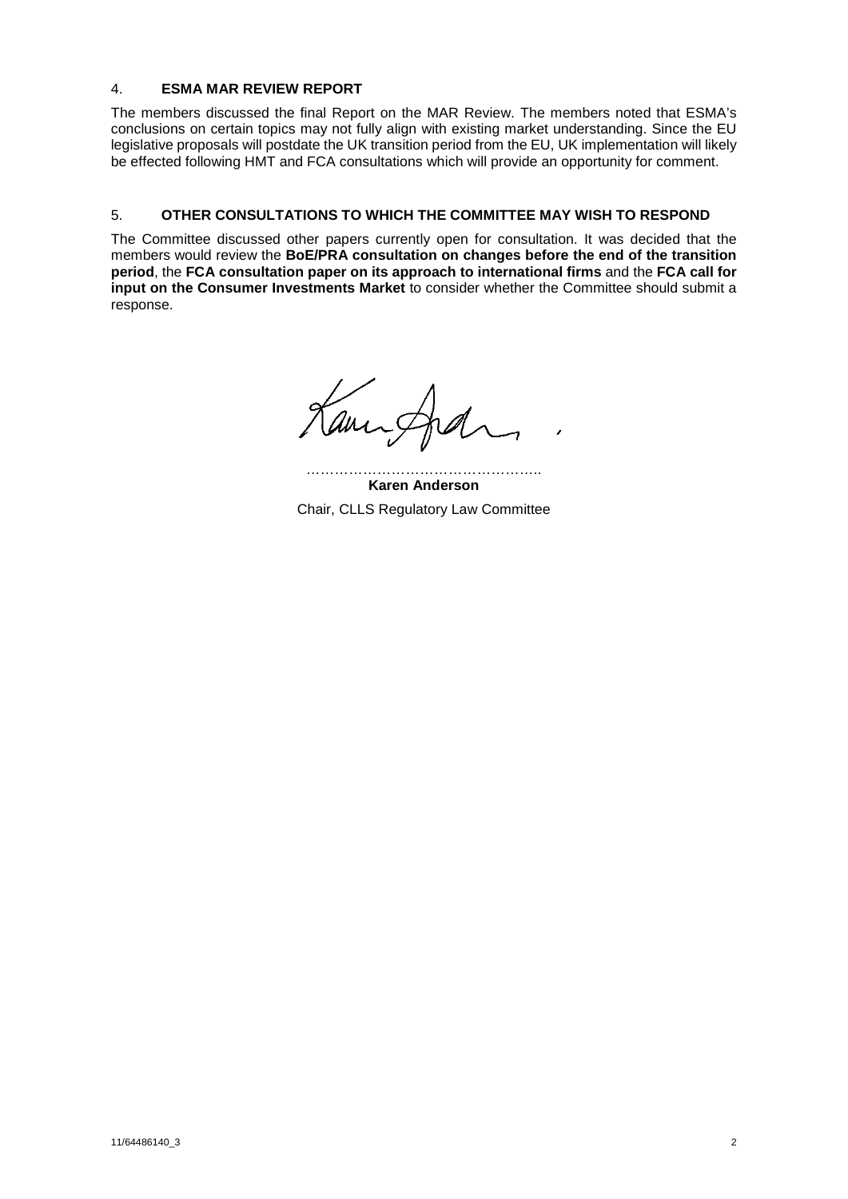## 4. ESMA MAR REVIEW REPORT

The members discussed the final Report on the MAR Review. The members noted that ESMA's conclusions on certain topics may not fully align with existing market understanding. Since the EU legislative proposals will postdate the UK transition period from the EU, UK implementation will likely be effected following HMT and FCA consultations which will provide an opportunity for comment.

## 5. OTHER CONSULTATIONS TO WHICH THE COMMITTEE MAY WISH TO RESPOND

The Committee discussed other papers currently open for consultation. It was decided that the members would review the **BoE/PRA consultation on changes before the end of the transition period**, the **FCA consultation paper on its approach to international firms** and the **FCA call for input on the Consumer Investments Market** to consider whether the Committee should submit a response.

…………………………………………..

**Karen Anderson**

Chair, CLLS Regulatory Law Committee

11/64486140_3